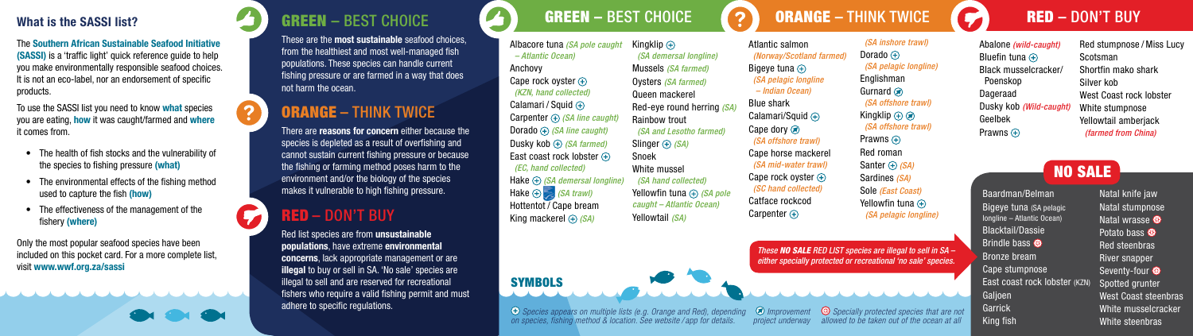## What is the SASSI list?

The **Southern African Sustainable Seafood Initiative (SASSI)** is a 'traffic light' quick reference guide to help you make environmentally responsible seafood choices. It is not an eco-label, nor an endorsement of specific products.

To use the SASSI list you need to know **what** species you are eating, **how** it was caught/farmed and **where** it comes from.

- The health of fish stocks and the vulnerability of the species to fishing pressure **(what)**
- The environmental effects of the fishing method used to capture the fish **(how)**
- The effectiveness of the management of the fishery **(where)**

Only the most popular seafood species have been included on this pocket card. For a more complete list, visit **www.wwf.org.za/sassi**

## GREEN – BEST CHOICE

These are the **most sustainable** seafood choices, from the healthiest and most well-managed fish populations. These species can handle current fishing pressure or are farmed in a way that does not harm the ocean.

## ORANGE – THINK TWICE

There are **reasons for concern** either because the species is depleted as a result of overfishing and cannot sustain current fishing pressure or because the fishing or farming method poses harm to the environment and/or the biology of the species makes it vulnerable to high fishing pressure.

## RED – DON'T BUY

Red list species are from **unsustainable populations**, have extreme **environmental concerns**, lack appropriate management or are **illegal** to buy or sell in SA. 'No sale' species are illegal to sell and are reserved for recreational fishers who require a valid fishing permit and must adhere to specific regulations.

## GREEN – BEST CHOICE

- Albacore tuna *(SA pole caught – Atlantic Ocean)*
- Anchovy
- Cape rock oyster ⊕ *(KZN, hand collected)*
- Calamari / Squid ⊕
- Carpenter ⊕ *(SA line caught)*
- Dorado ⊕ *(SA line caught)*
- Dusky kob ⊕ *(SA farmed)*
- East coast rock lobster ⊕ *(EC, hand collected)*
- Hake ⊕ *(SA demersal longline)*
- Hake ⊕ *(SA trawl)*
- Hottentot / Cape bream
- King mackerel ⊕ *(SA)*
- Kingklip ⊕ *(SA demersal longline)*
- Mussels *(SA farmed)*
- Oysters *(SA farmed)*
- Queen mackerel
- Red-eye round herring *(SA)*
- Rainbow trout *(SA and Lesotho farmed)*
- Slinger ⊕ *(SA)*
- Snoek
- White mussel *(SA hand collected)*
- Yellowfin tuna ⊕ *(SA pole caught – Atlantic Ocean)*
- Yellowtail *(SA)*

## ORANGE – THINK TWICE

- Atlantic salmon *(Norway/Scotland farmed)*
- Bigeye tuna ⊕ *(SA pelagic longline – Indian Ocean)*
- Blue shark
- Calamari/Squid ⊕
- Cape dory ⊘ *(SA offshore trawl)*
- Cape horse mackerel *(SA mid-water trawl)*
- Cape rock oyster ⊕ *(SC hand collected)*
- Catface rockcod
- Carpenter ⊕ *(SA inshore trawl)*
- Dorado ⊕ *(SA pelagic longline)*
- Englishman
- Gurnard ⊘ *(SA offshore trawl)*
- Kingklip ⊕ ⊘ *(SA offshore trawl)*
- Prawns ⊕
- Red roman
- Santer ⊕ *(SA)*
- Sardines *(SA)*
- Sole *(East Coast)*
- Yellowfin tuna ⊕ *(SA pelagic longline)*

## RED – DON'T BUY

- Abalone *(wild-caught)*
- Bluefin tuna ⊕
- Black musselcracker/ Poenskop
- Dageraad
- Dusky kob *(Wild-caught)*
- Geelbek
- Prawns ⊕
- Red stumpnose / Miss Lucy
- Scotsman
- Shortfin mako shark
- Silver kob
- West Coast rock lobster
- White stumpnose
- Yellowtail amberjack *(farmed from China)*

## NO SALE

- Baardman/Belman
- Bigeye tuna (SA pelagic longline – Atlantic Ocean)
- Blacktail/Dassie
- Brindle bass ⊛
- Bronze bream
- Cape stumpnose
- East coast rock lobster (KZN)
- Galjoen
- Garrick
- King fish
- Natal knife jaw
- Natal stumpnose
- Natal wrasse ⊛
- Potato bass ⊛
- Red steenbras
- River snapper
- Seventy-four ⊛
- Spotted grunter
- West Coast steenbras
- White musselcracker
- White steenbras

*These **NO SALE** RED LIST species are illegal to sell in SA – either specially protected or recreational 'no sale' species.*

## SYMBOLS

⊕ *Species appears on multiple lists (e.g. Orange and Red), depending on species, fishing method & location. See website / app for details.*

⊘ *Improvement project underway*

⊛ *Specially protected species that are not allowed to be taken out of the ocean at all*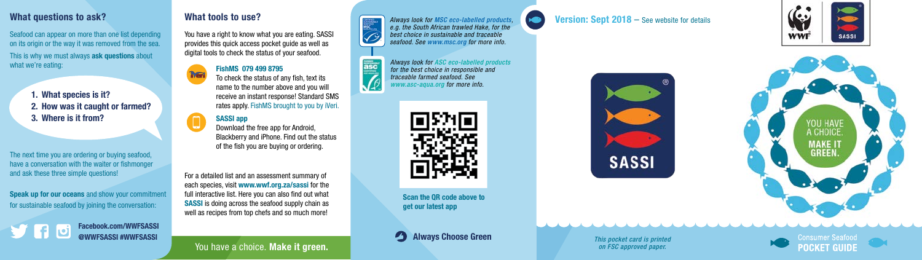## What questions to ask?

Seafood can appear on more than one list depending on its origin or the way it was removed from the sea.

This is why we must always **ask questions** about what we're eating:

1. **What species is it?**
2. **How was it caught or farmed?**
3. **Where is it from?**

The next time you are ordering or buying seafood, have a conversation with the waiter or fishmonger and ask these three simple questions!

**Speak up for our oceans** and show your commitment for sustainable seafood by joining the conversation:

**Facebook.com/WWFSASSI**
**@WWFSASSI #WWFSASSI**

## What tools to use?

You have a right to know what you are eating. SASSI provides this quick access pocket guide as well as digital tools to check the status of your seafood.

**FishMS 079 499 8795**
To check the status of any fish, text its name to the number above and you will receive an instant response! Standard SMS rates apply. FishMS brought to you by iVeri.

**SASSI app**
Download the free app for Android, Blackberry and iPhone. Find out the status of the fish you are buying or ordering.

For a detailed list and an assessment summary of each species, visit **www.wwf.org.za/sassi** for the full interactive list. Here you can also find out what **SASSI** is doing across the seafood supply chain as well as recipes from top chefs and so much more!

You have a choice. **Make it green.**

*Always look for MSC eco-labelled products, e.g. the South African trawled Hake, for the best choice in sustainable and traceable seafood. See www.msc.org for more info.*

*Always look for ASC eco-labelled products for the best choice in responsible and traceable farmed seafood. See www.asc-aqua.org for more info.*

**Scan the QR code above to get our latest app**

**Always Choose Green**

**Version: Sept 2018** – See website for details

SASSI

YOU HAVE A CHOICE. **MAKE IT GREEN.**

*This pocket card is printed on FSC approved paper.*

Consumer Seafood
**POCKET GUIDE**